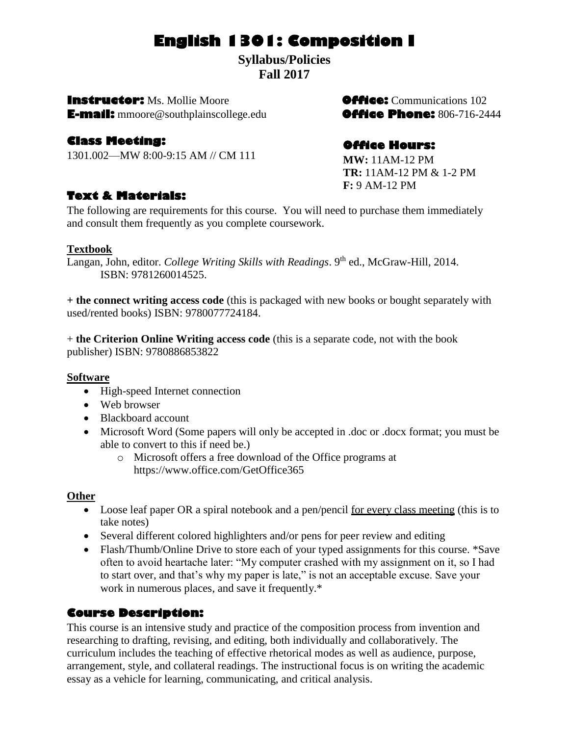# English 1301: Composition I

**Syllabus/Policies**
**Fall 2017**

**Instructor:** Ms. Mollie Moore
**E-mail:** mmoore@southplainscollege.edu

**Office:** Communications 102
**Office Phone:** 806-716-2444

## Class Meeting:

1301.002—MW 8:00-9:15 AM // CM 111

## Office Hours:

**MW:** 11AM-12 PM
**TR:** 11AM-12 PM & 1-2 PM
**F:** 9 AM-12 PM

## Text & Materials:

The following are requirements for this course. You will need to purchase them immediately and consult them frequently as you complete coursework.

### Textbook

Langan, John, editor. *College Writing Skills with Readings*. 9th ed., McGraw-Hill, 2014. ISBN: 9781260014525.

**+ the connect writing access code** (this is packaged with new books or bought separately with used/rented books) ISBN: 9780077724184.

+ **the Criterion Online Writing access code** (this is a separate code, not with the book publisher) ISBN: 9780886853822

### Software

- High-speed Internet connection
- Web browser
- Blackboard account
- Microsoft Word (Some papers will only be accepted in .doc or .docx format; you must be able to convert to this if need be.)
  - Microsoft offers a free download of the Office programs at https://www.office.com/GetOffice365

### Other

- Loose leaf paper OR a spiral notebook and a pen/pencil for every class meeting (this is to take notes)
- Several different colored highlighters and/or pens for peer review and editing
- Flash/Thumb/Online Drive to store each of your typed assignments for this course. *Save often to avoid heartache later: "My computer crashed with my assignment on it, so I had to start over, and that's why my paper is late," is not an acceptable excuse. Save your work in numerous places, and save it frequently.*

## Course Description:

This course is an intensive study and practice of the composition process from invention and researching to drafting, revising, and editing, both individually and collaboratively. The curriculum includes the teaching of effective rhetorical modes as well as audience, purpose, arrangement, style, and collateral readings. The instructional focus is on writing the academic essay as a vehicle for learning, communicating, and critical analysis.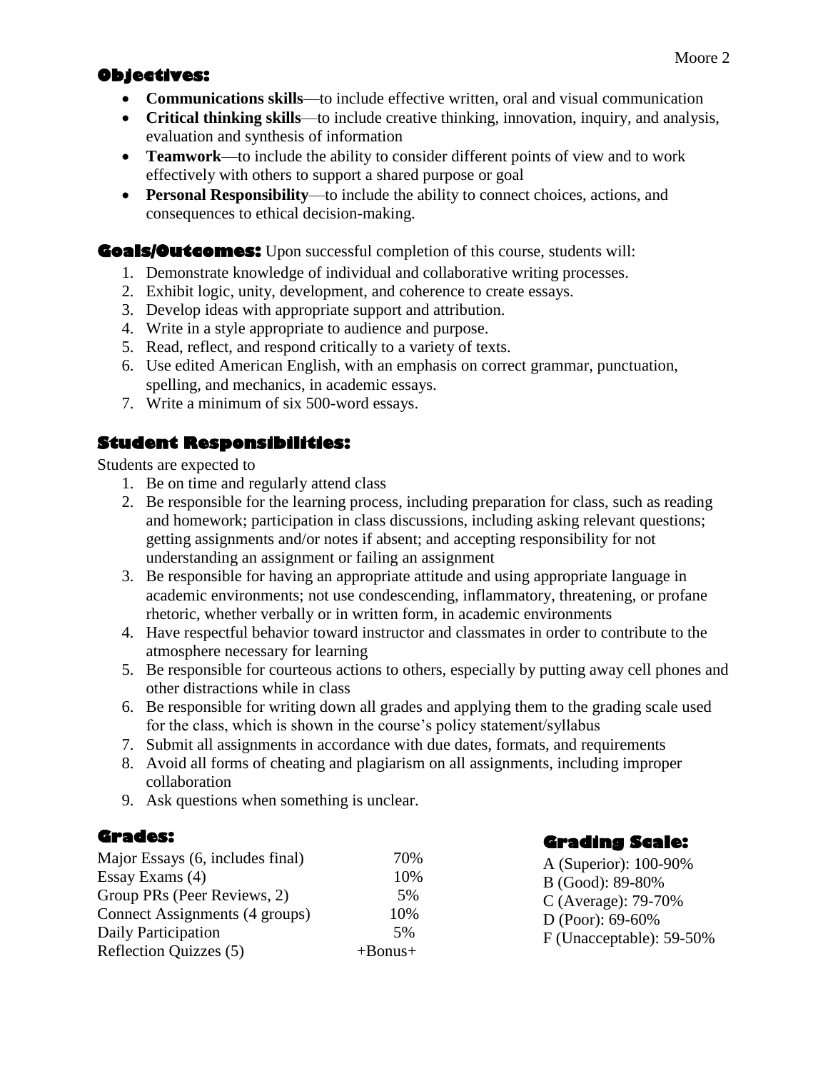## Objectives:

- **Communications skills**—to include effective written, oral and visual communication
- **Critical thinking skills**—to include creative thinking, innovation, inquiry, and analysis, evaluation and synthesis of information
- **Teamwork**—to include the ability to consider different points of view and to work effectively with others to support a shared purpose or goal
- **Personal Responsibility**—to include the ability to connect choices, actions, and consequences to ethical decision-making.

**Goals/Outcomes:** Upon successful completion of this course, students will:

1. Demonstrate knowledge of individual and collaborative writing processes.
2. Exhibit logic, unity, development, and coherence to create essays.
3. Develop ideas with appropriate support and attribution.
4. Write in a style appropriate to audience and purpose.
5. Read, reflect, and respond critically to a variety of texts.
6. Use edited American English, with an emphasis on correct grammar, punctuation, spelling, and mechanics, in academic essays.
7. Write a minimum of six 500-word essays.

## Student Responsibilities:

Students are expected to

1. Be on time and regularly attend class
2. Be responsible for the learning process, including preparation for class, such as reading and homework; participation in class discussions, including asking relevant questions; getting assignments and/or notes if absent; and accepting responsibility for not understanding an assignment or failing an assignment
3. Be responsible for having an appropriate attitude and using appropriate language in academic environments; not use condescending, inflammatory, threatening, or profane rhetoric, whether verbally or in written form, in academic environments
4. Have respectful behavior toward instructor and classmates in order to contribute to the atmosphere necessary for learning
5. Be responsible for courteous actions to others, especially by putting away cell phones and other distractions while in class
6. Be responsible for writing down all grades and applying them to the grading scale used for the class, which is shown in the course's policy statement/syllabus
7. Submit all assignments in accordance with due dates, formats, and requirements
8. Avoid all forms of cheating and plagiarism on all assignments, including improper collaboration
9. Ask questions when something is unclear.

## Grades:

| | |
|---|---|
| Major Essays (6, includes final) | 70% |
| Essay Exams (4) | 10% |
| Group PRs (Peer Reviews, 2) | 5% |
| Connect Assignments (4 groups) | 10% |
| Daily Participation | 5% |
| Reflection Quizzes (5) | +Bonus+ |

## Grading Scale:

A (Superior): 100-90%
B (Good): 89-80%
C (Average): 79-70%
D (Poor): 69-60%
F (Unacceptable): 59-50%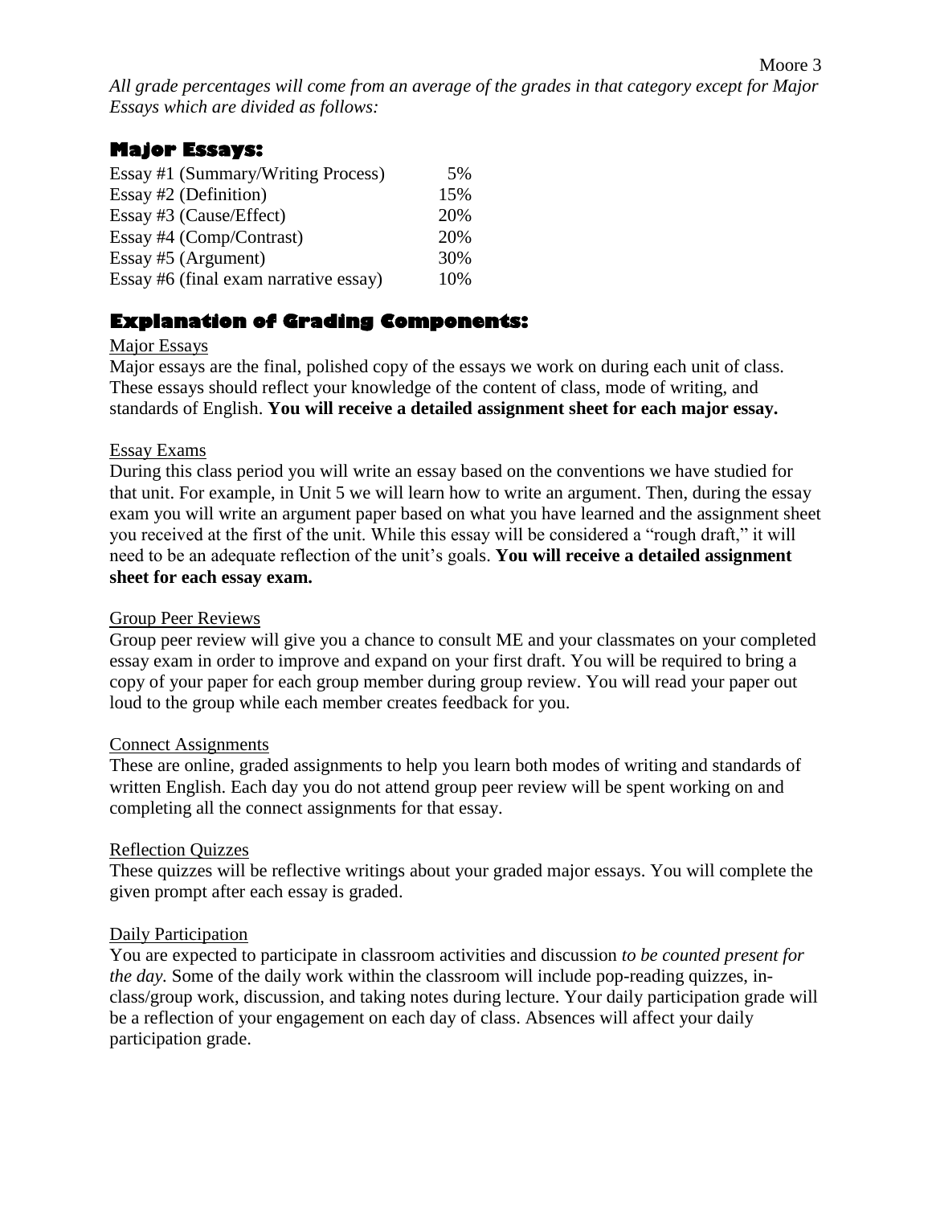*All grade percentages will come from an average of the grades in that category except for Major Essays which are divided as follows:*

## Major Essays:

| Essay | Percentage |
| --- | --- |
| Essay #1 (Summary/Writing Process) | 5% |
| Essay #2 (Definition) | 15% |
| Essay #3 (Cause/Effect) | 20% |
| Essay #4 (Comp/Contrast) | 20% |
| Essay #5 (Argument) | 30% |
| Essay #6 (final exam narrative essay) | 10% |

## Explanation of Grading Components:

### Major Essays

Major essays are the final, polished copy of the essays we work on during each unit of class. These essays should reflect your knowledge of the content of class, mode of writing, and standards of English. **You will receive a detailed assignment sheet for each major essay.**

### Essay Exams

During this class period you will write an essay based on the conventions we have studied for that unit. For example, in Unit 5 we will learn how to write an argument. Then, during the essay exam you will write an argument paper based on what you have learned and the assignment sheet you received at the first of the unit. While this essay will be considered a "rough draft," it will need to be an adequate reflection of the unit's goals. **You will receive a detailed assignment sheet for each essay exam.**

### Group Peer Reviews

Group peer review will give you a chance to consult ME and your classmates on your completed essay exam in order to improve and expand on your first draft. You will be required to bring a copy of your paper for each group member during group review. You will read your paper out loud to the group while each member creates feedback for you.

### Connect Assignments

These are online, graded assignments to help you learn both modes of writing and standards of written English. Each day you do not attend group peer review will be spent working on and completing all the connect assignments for that essay.

### Reflection Quizzes

These quizzes will be reflective writings about your graded major essays. You will complete the given prompt after each essay is graded.

### Daily Participation

You are expected to participate in classroom activities and discussion *to be counted present for the day.* Some of the daily work within the classroom will include pop-reading quizzes, in-class/group work, discussion, and taking notes during lecture. Your daily participation grade will be a reflection of your engagement on each day of class. Absences will affect your daily participation grade.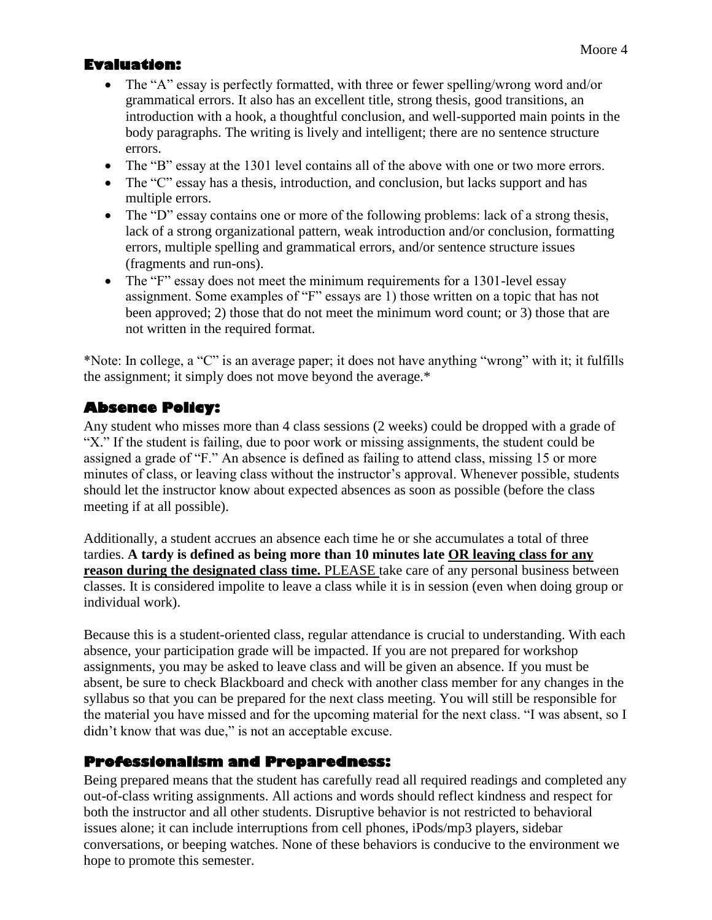## Evaluation:

- The "A" essay is perfectly formatted, with three or fewer spelling/wrong word and/or grammatical errors. It also has an excellent title, strong thesis, good transitions, an introduction with a hook, a thoughtful conclusion, and well-supported main points in the body paragraphs. The writing is lively and intelligent; there are no sentence structure errors.
- The "B" essay at the 1301 level contains all of the above with one or two more errors.
- The "C" essay has a thesis, introduction, and conclusion, but lacks support and has multiple errors.
- The "D" essay contains one or more of the following problems: lack of a strong thesis, lack of a strong organizational pattern, weak introduction and/or conclusion, formatting errors, multiple spelling and grammatical errors, and/or sentence structure issues (fragments and run-ons).
- The "F" essay does not meet the minimum requirements for a 1301-level essay assignment. Some examples of "F" essays are 1) those written on a topic that has not been approved; 2) those that do not meet the minimum word count; or 3) those that are not written in the required format.

*Note: In college, a "C" is an average paper; it does not have anything "wrong" with it; it fulfills the assignment; it simply does not move beyond the average.*

## Absence Policy:

Any student who misses more than 4 class sessions (2 weeks) could be dropped with a grade of "X." If the student is failing, due to poor work or missing assignments, the student could be assigned a grade of "F." An absence is defined as failing to attend class, missing 15 or more minutes of class, or leaving class without the instructor's approval. Whenever possible, students should let the instructor know about expected absences as soon as possible (before the class meeting if at all possible).

Additionally, a student accrues an absence each time he or she accumulates a total of three tardies. **A tardy is defined as being more than 10 minutes late <u>OR leaving class for any reason during the designated class time.</u>** <u>PLEASE</u> take care of any personal business between classes. It is considered impolite to leave a class while it is in session (even when doing group or individual work).

Because this is a student-oriented class, regular attendance is crucial to understanding. With each absence, your participation grade will be impacted. If you are not prepared for workshop assignments, you may be asked to leave class and will be given an absence. If you must be absent, be sure to check Blackboard and check with another class member for any changes in the syllabus so that you can be prepared for the next class meeting. You will still be responsible for the material you have missed and for the upcoming material for the next class. "I was absent, so I didn't know that was due," is not an acceptable excuse.

## Professionalism and Preparedness:

Being prepared means that the student has carefully read all required readings and completed any out-of-class writing assignments. All actions and words should reflect kindness and respect for both the instructor and all other students. Disruptive behavior is not restricted to behavioral issues alone; it can include interruptions from cell phones, iPods/mp3 players, sidebar conversations, or beeping watches. None of these behaviors is conducive to the environment we hope to promote this semester.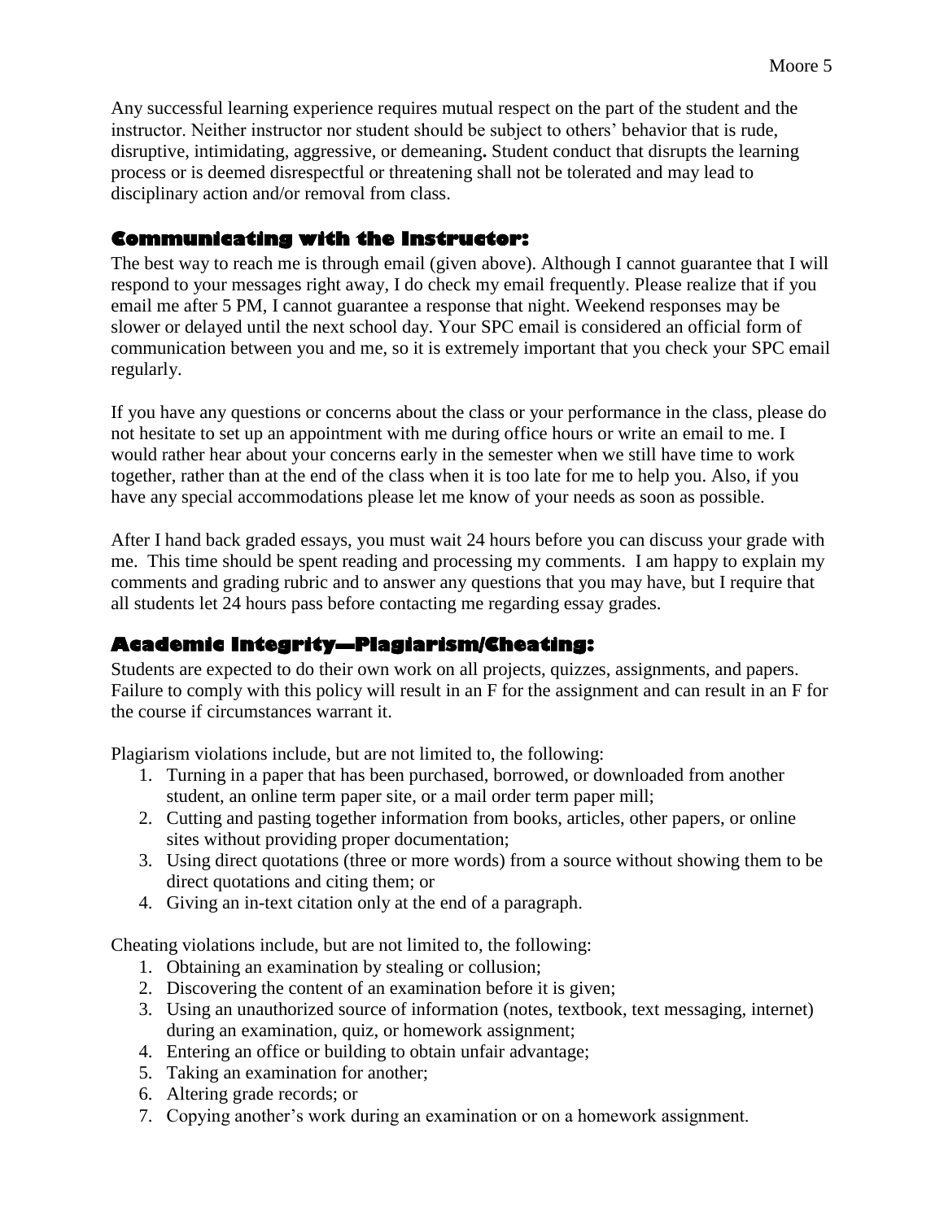Any successful learning experience requires mutual respect on the part of the student and the instructor. Neither instructor nor student should be subject to others' behavior that is rude, disruptive, intimidating, aggressive, or demeaning**.** Student conduct that disrupts the learning process or is deemed disrespectful or threatening shall not be tolerated and may lead to disciplinary action and/or removal from class.

## Communicating with the Instructor:

The best way to reach me is through email (given above). Although I cannot guarantee that I will respond to your messages right away, I do check my email frequently. Please realize that if you email me after 5 PM, I cannot guarantee a response that night. Weekend responses may be slower or delayed until the next school day. Your SPC email is considered an official form of communication between you and me, so it is extremely important that you check your SPC email regularly.

If you have any questions or concerns about the class or your performance in the class, please do not hesitate to set up an appointment with me during office hours or write an email to me. I would rather hear about your concerns early in the semester when we still have time to work together, rather than at the end of the class when it is too late for me to help you. Also, if you have any special accommodations please let me know of your needs as soon as possible.

After I hand back graded essays, you must wait 24 hours before you can discuss your grade with me. This time should be spent reading and processing my comments. I am happy to explain my comments and grading rubric and to answer any questions that you may have, but I require that all students let 24 hours pass before contacting me regarding essay grades.

## Academic Integrity—Plagiarism/Cheating:

Students are expected to do their own work on all projects, quizzes, assignments, and papers. Failure to comply with this policy will result in an F for the assignment and can result in an F for the course if circumstances warrant it.

Plagiarism violations include, but are not limited to, the following:

1. Turning in a paper that has been purchased, borrowed, or downloaded from another student, an online term paper site, or a mail order term paper mill;
2. Cutting and pasting together information from books, articles, other papers, or online sites without providing proper documentation;
3. Using direct quotations (three or more words) from a source without showing them to be direct quotations and citing them; or
4. Giving an in-text citation only at the end of a paragraph.

Cheating violations include, but are not limited to, the following:

1. Obtaining an examination by stealing or collusion;
2. Discovering the content of an examination before it is given;
3. Using an unauthorized source of information (notes, textbook, text messaging, internet) during an examination, quiz, or homework assignment;
4. Entering an office or building to obtain unfair advantage;
5. Taking an examination for another;
6. Altering grade records; or
7. Copying another's work during an examination or on a homework assignment.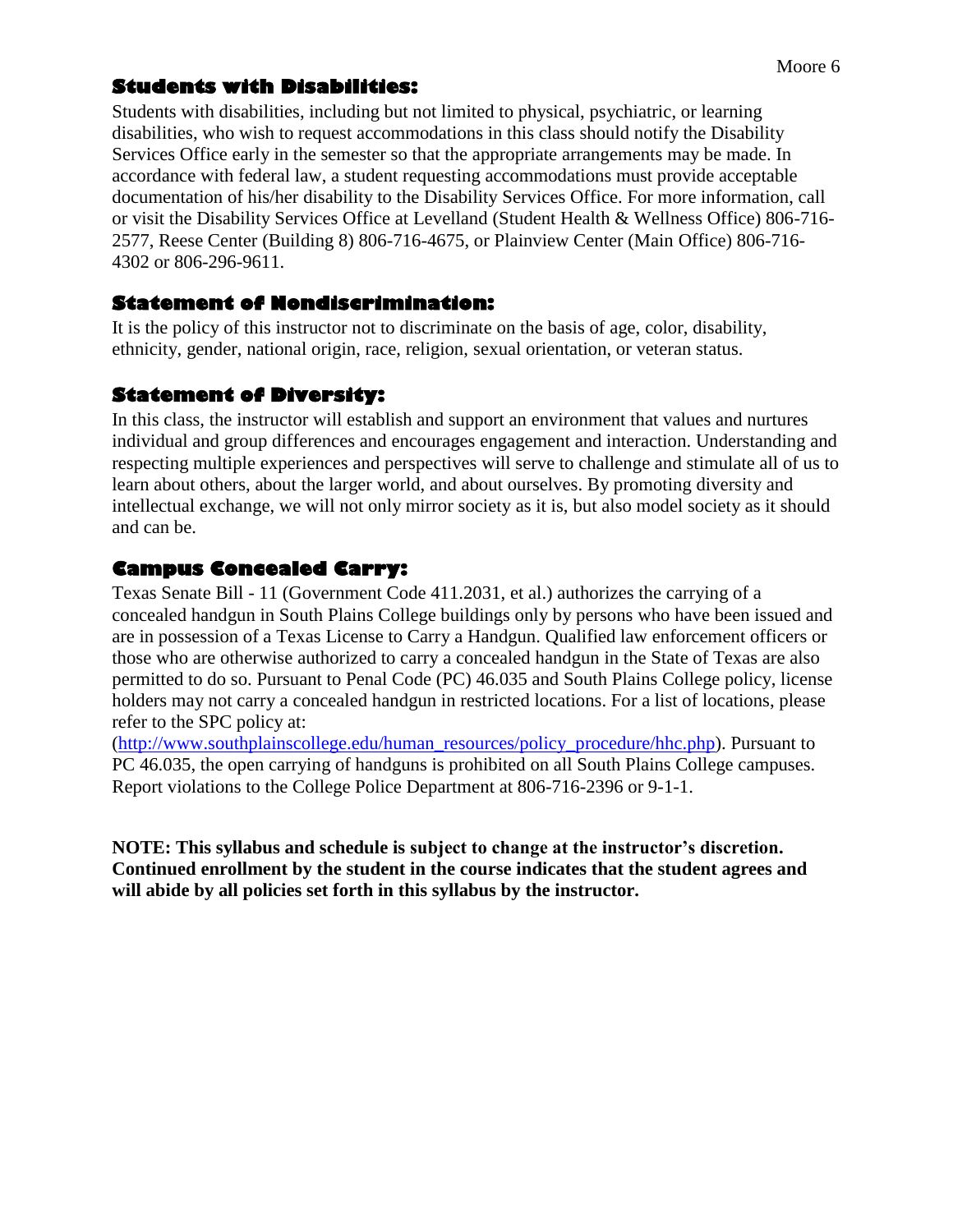## Students with Disabilities:

Students with disabilities, including but not limited to physical, psychiatric, or learning disabilities, who wish to request accommodations in this class should notify the Disability Services Office early in the semester so that the appropriate arrangements may be made. In accordance with federal law, a student requesting accommodations must provide acceptable documentation of his/her disability to the Disability Services Office. For more information, call or visit the Disability Services Office at Levelland (Student Health & Wellness Office) 806-716-2577, Reese Center (Building 8) 806-716-4675, or Plainview Center (Main Office) 806-716-4302 or 806-296-9611.

## Statement of Nondiscrimination:

It is the policy of this instructor not to discriminate on the basis of age, color, disability, ethnicity, gender, national origin, race, religion, sexual orientation, or veteran status.

## Statement of Diversity:

In this class, the instructor will establish and support an environment that values and nurtures individual and group differences and encourages engagement and interaction. Understanding and respecting multiple experiences and perspectives will serve to challenge and stimulate all of us to learn about others, about the larger world, and about ourselves. By promoting diversity and intellectual exchange, we will not only mirror society as it is, but also model society as it should and can be.

## Campus Concealed Carry:

Texas Senate Bill - 11 (Government Code 411.2031, et al.) authorizes the carrying of a concealed handgun in South Plains College buildings only by persons who have been issued and are in possession of a Texas License to Carry a Handgun. Qualified law enforcement officers or those who are otherwise authorized to carry a concealed handgun in the State of Texas are also permitted to do so. Pursuant to Penal Code (PC) 46.035 and South Plains College policy, license holders may not carry a concealed handgun in restricted locations. For a list of locations, please refer to the SPC policy at:
(http://www.southplainscollege.edu/human_resources/policy_procedure/hhc.php). Pursuant to PC 46.035, the open carrying of handguns is prohibited on all South Plains College campuses. Report violations to the College Police Department at 806-716-2396 or 9-1-1.

**NOTE: This syllabus and schedule is subject to change at the instructor's discretion. Continued enrollment by the student in the course indicates that the student agrees and will abide by all policies set forth in this syllabus by the instructor.**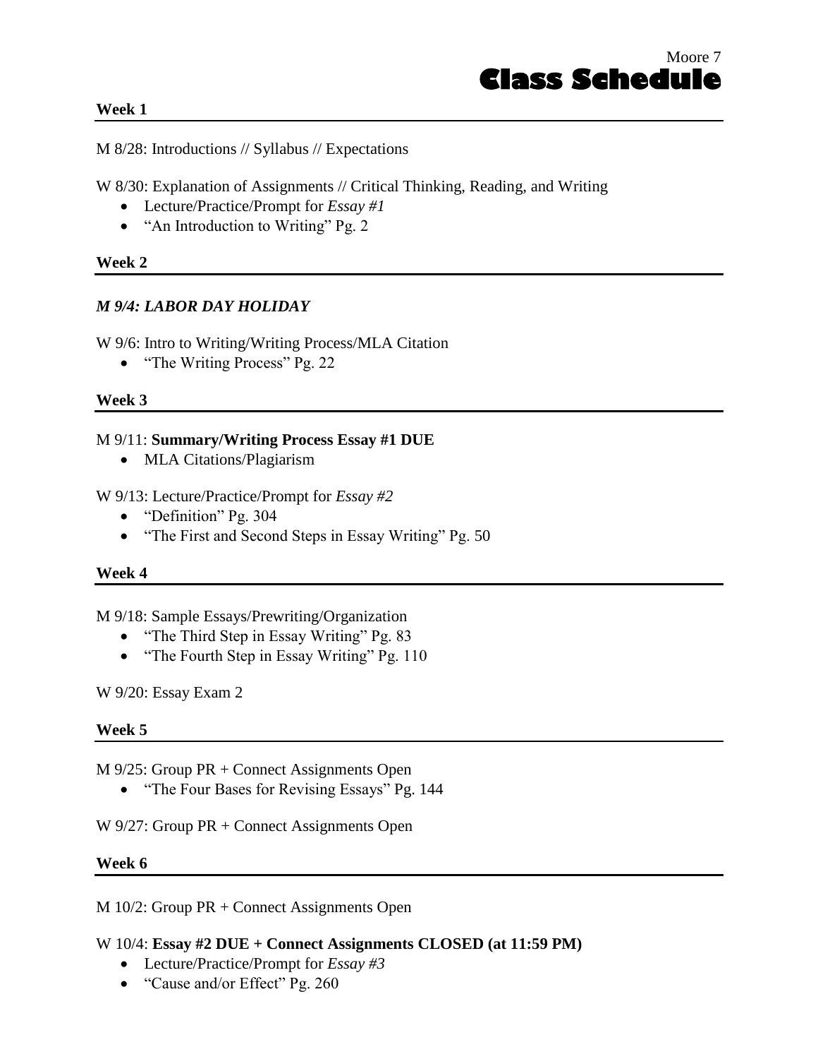# Class Schedule

### Week 1

M 8/28: Introductions // Syllabus // Expectations

W 8/30: Explanation of Assignments // Critical Thinking, Reading, and Writing

- Lecture/Practice/Prompt for *Essay #1*
- "An Introduction to Writing" Pg. 2

### Week 2

***M 9/4: LABOR DAY HOLIDAY***

W 9/6: Intro to Writing/Writing Process/MLA Citation

- "The Writing Process" Pg. 22

### Week 3

M 9/11: **Summary/Writing Process Essay #1 DUE**

- MLA Citations/Plagiarism

W 9/13: Lecture/Practice/Prompt for *Essay #2*

- "Definition" Pg. 304
- "The First and Second Steps in Essay Writing" Pg. 50

### Week 4

M 9/18: Sample Essays/Prewriting/Organization

- "The Third Step in Essay Writing" Pg. 83
- "The Fourth Step in Essay Writing" Pg. 110

W 9/20: Essay Exam 2

### Week 5

M 9/25: Group PR + Connect Assignments Open

- "The Four Bases for Revising Essays" Pg. 144

W 9/27: Group PR + Connect Assignments Open

### Week 6

M 10/2: Group PR + Connect Assignments Open

W 10/4: **Essay #2 DUE + Connect Assignments CLOSED (at 11:59 PM)**

- Lecture/Practice/Prompt for *Essay #3*
- "Cause and/or Effect" Pg. 260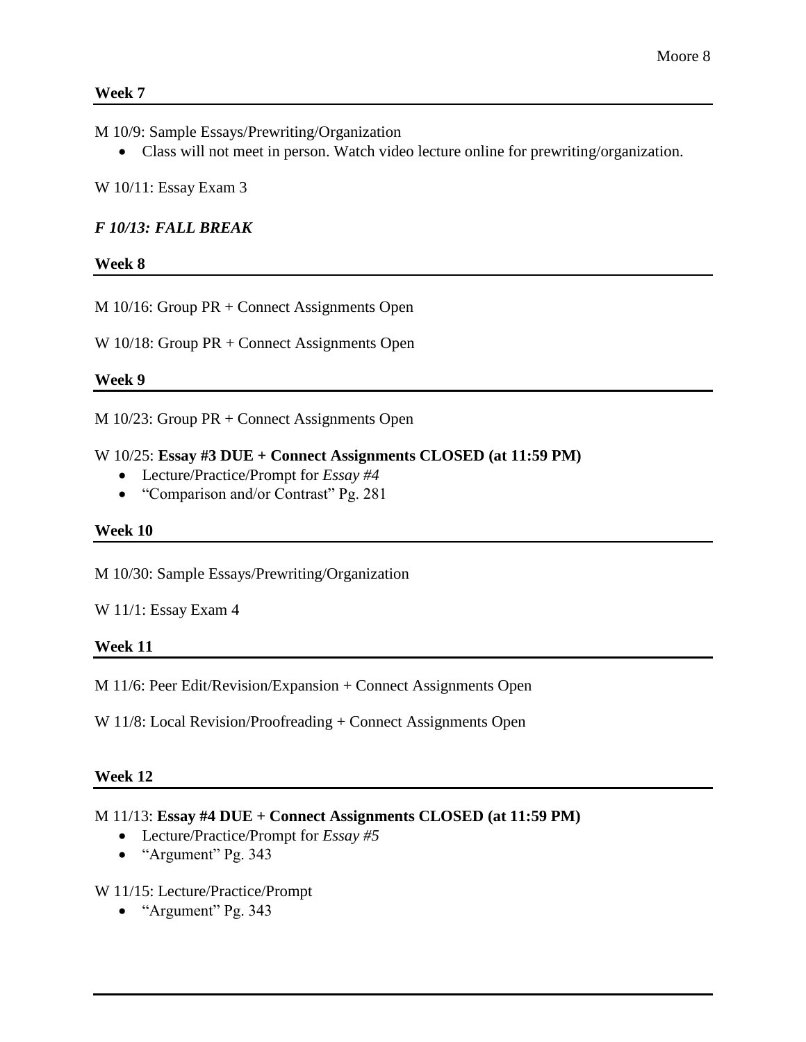**Week 7**

M 10/9: Sample Essays/Prewriting/Organization

- Class will not meet in person. Watch video lecture online for prewriting/organization.

W 10/11: Essay Exam 3

***F 10/13: FALL BREAK***

**Week 8**

M 10/16: Group PR + Connect Assignments Open

W 10/18: Group PR + Connect Assignments Open

**Week 9**

M 10/23: Group PR + Connect Assignments Open

W 10/25: **Essay #3 DUE + Connect Assignments CLOSED (at 11:59 PM)**

- Lecture/Practice/Prompt for *Essay #4*
- "Comparison and/or Contrast" Pg. 281

**Week 10**

M 10/30: Sample Essays/Prewriting/Organization

W 11/1: Essay Exam 4

**Week 11**

M 11/6: Peer Edit/Revision/Expansion + Connect Assignments Open

W 11/8: Local Revision/Proofreading + Connect Assignments Open

**Week 12**

M 11/13: **Essay #4 DUE + Connect Assignments CLOSED (at 11:59 PM)**

- Lecture/Practice/Prompt for *Essay #5*
- "Argument" Pg. 343

W 11/15: Lecture/Practice/Prompt

- "Argument" Pg. 343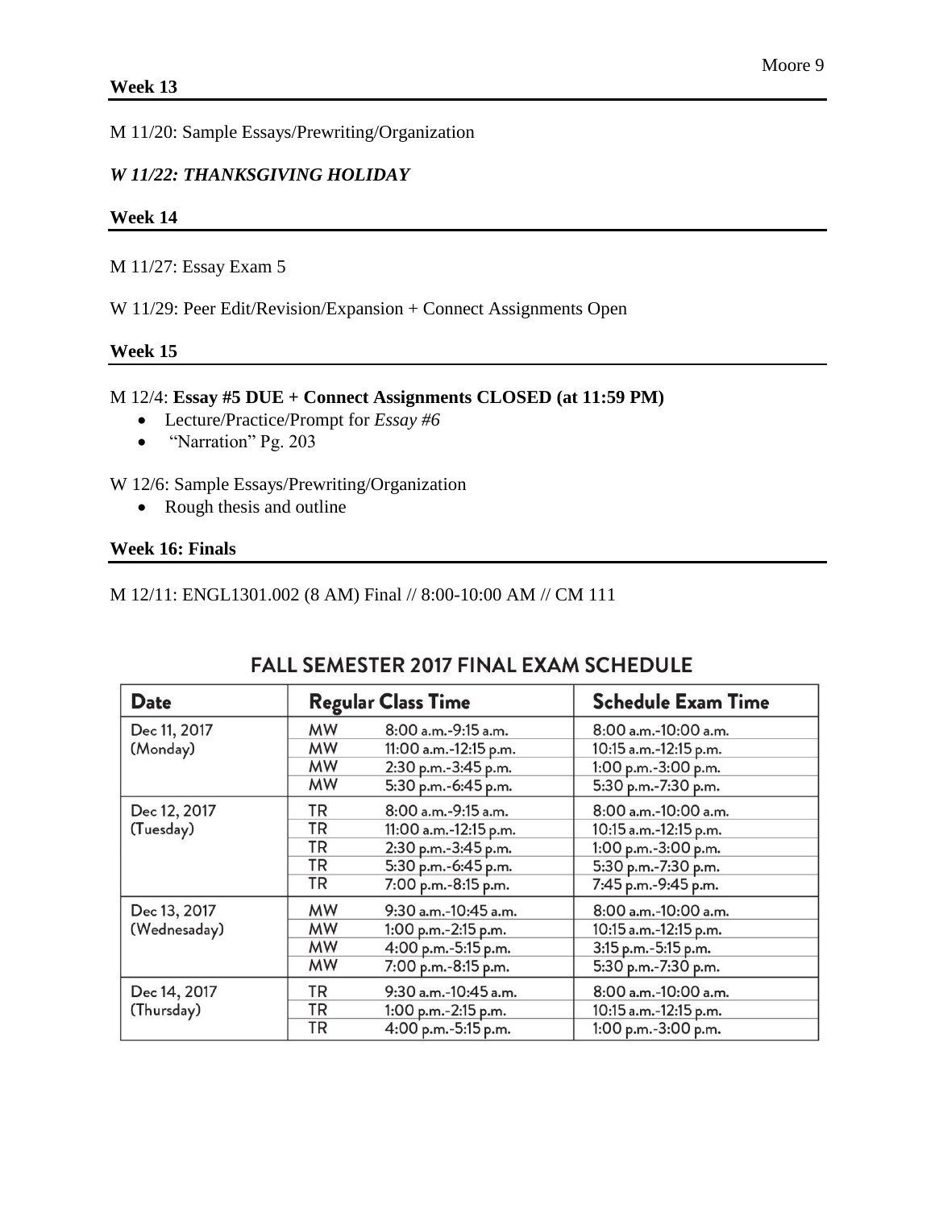**Week 13**

M 11/20: Sample Essays/Prewriting/Organization

***W 11/22: THANKSGIVING HOLIDAY***

**Week 14**

M 11/27: Essay Exam 5

W 11/29: Peer Edit/Revision/Expansion + Connect Assignments Open

**Week 15**

M 12/4: **Essay #5 DUE + Connect Assignments CLOSED (at 11:59 PM)**

- Lecture/Practice/Prompt for *Essay #6*
- "Narration" Pg. 203

W 12/6: Sample Essays/Prewriting/Organization

- Rough thesis and outline

**Week 16: Finals**

M 12/11: ENGL1301.002 (8 AM) Final // 8:00-10:00 AM // CM 111

## FALL SEMESTER 2017 FINAL EXAM SCHEDULE

| Date | Regular Class Time | | Schedule Exam Time |
|---|---|---|---|
| Dec 11, 2017 (Monday) | MW | 8:00 a.m.-9:15 a.m. | 8:00 a.m.-10:00 a.m. |
| | MW | 11:00 a.m.-12:15 p.m. | 10:15 a.m.-12:15 p.m. |
| | MW | 2:30 p.m.-3:45 p.m. | 1:00 p.m.-3:00 p.m. |
| | MW | 5:30 p.m.-6:45 p.m. | 5:30 p.m.-7:30 p.m. |
| Dec 12, 2017 (Tuesday) | TR | 8:00 a.m.-9:15 a.m. | 8:00 a.m.-10:00 a.m. |
| | TR | 11:00 a.m.-12:15 p.m. | 10:15 a.m.-12:15 p.m. |
| | TR | 2:30 p.m.-3:45 p.m. | 1:00 p.m.-3:00 p.m. |
| | TR | 5:30 p.m.-6:45 p.m. | 5:30 p.m.-7:30 p.m. |
| | TR | 7:00 p.m.-8:15 p.m. | 7:45 p.m.-9:45 p.m. |
| Dec 13, 2017 (Wednesaday) | MW | 9:30 a.m.-10:45 a.m. | 8:00 a.m.-10:00 a.m. |
| | MW | 1:00 p.m.-2:15 p.m. | 10:15 a.m.-12:15 p.m. |
| | MW | 4:00 p.m.-5:15 p.m. | 3:15 p.m.-5:15 p.m. |
| | MW | 7:00 p.m.-8:15 p.m. | 5:30 p.m.-7:30 p.m. |
| Dec 14, 2017 (Thursday) | TR | 9:30 a.m.-10:45 a.m. | 8:00 a.m.-10:00 a.m. |
| | TR | 1:00 p.m.-2:15 p.m. | 10:15 a.m.-12:15 p.m. |
| | TR | 4:00 p.m.-5:15 p.m. | 1:00 p.m.-3:00 p.m. |